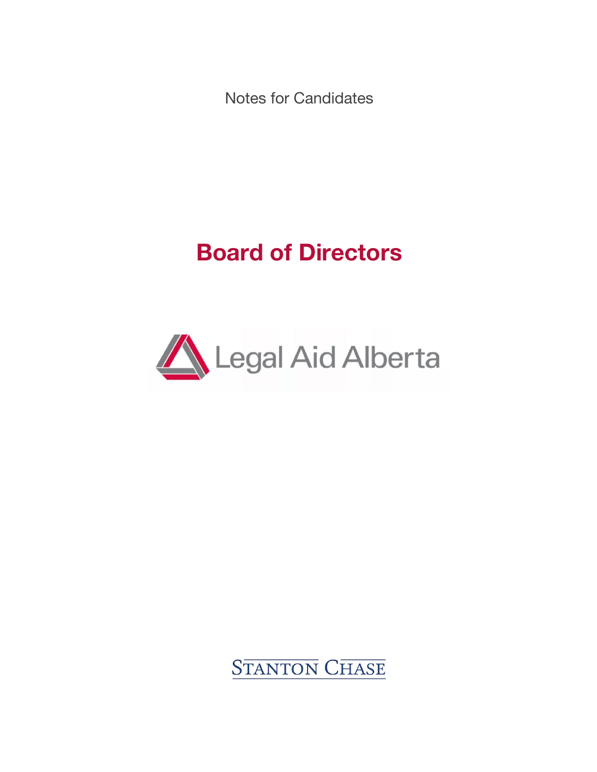Notes for Candidates

# Board of Directors

Legal Aid Alberta

STANTON CHASE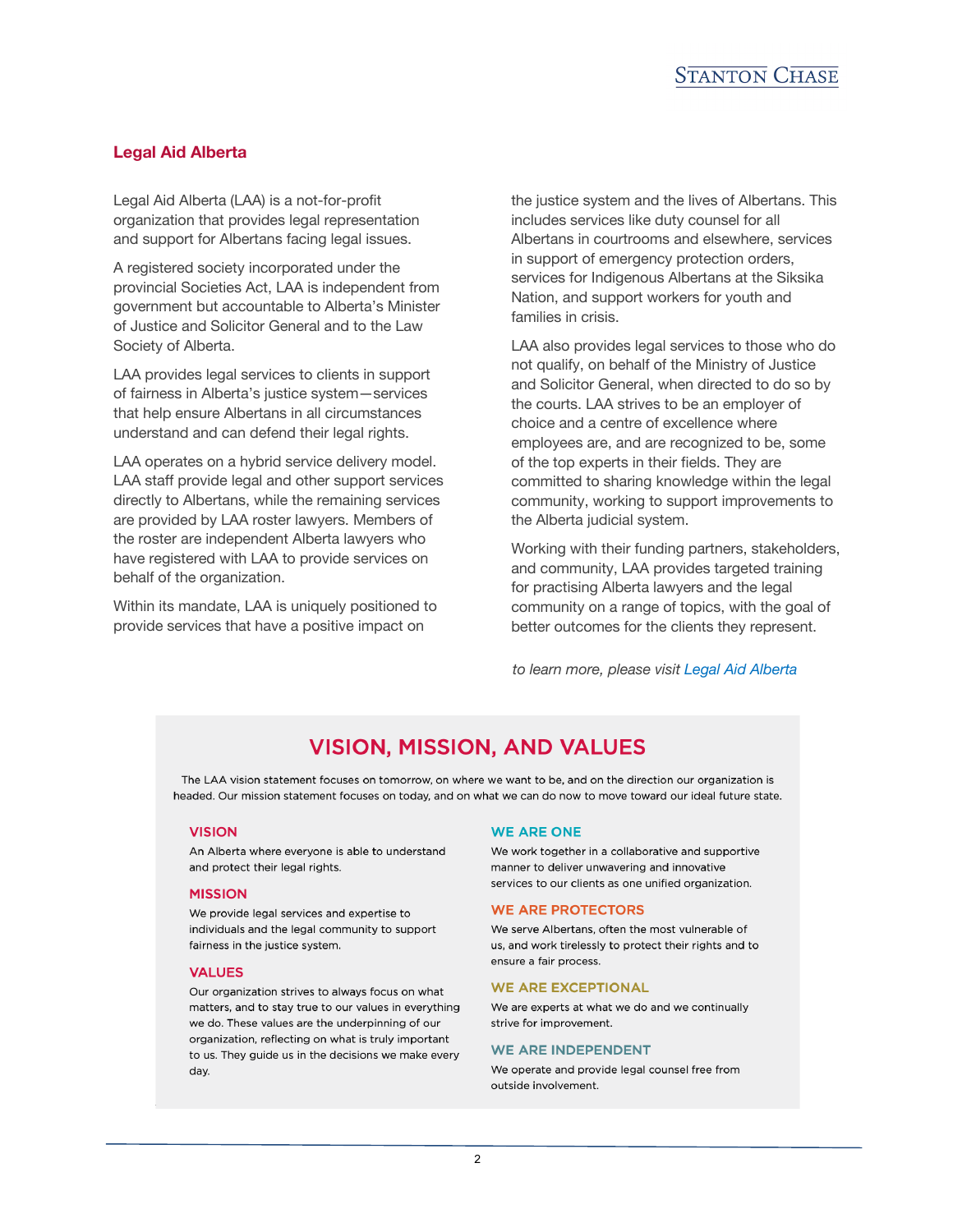## Legal Aid Alberta

Legal Aid Alberta (LAA) is a not-for-profit organization that provides legal representation and support for Albertans facing legal issues.

A registered society incorporated under the provincial Societies Act, LAA is independent from government but accountable to Alberta's Minister of Justice and Solicitor General and to the Law Society of Alberta.

LAA provides legal services to clients in support of fairness in Alberta's justice system—services that help ensure Albertans in all circumstances understand and can defend their legal rights.

LAA operates on a hybrid service delivery model. LAA staff provide legal and other support services directly to Albertans, while the remaining services are provided by LAA roster lawyers. Members of the roster are independent Alberta lawyers who have registered with LAA to provide services on behalf of the organization.

Within its mandate, LAA is uniquely positioned to provide services that have a positive impact on the justice system and the lives of Albertans. This includes services like duty counsel for all Albertans in courtrooms and elsewhere, services in support of emergency protection orders, services for Indigenous Albertans at the Siksika Nation, and support workers for youth and families in crisis.

LAA also provides legal services to those who do not qualify, on behalf of the Ministry of Justice and Solicitor General, when directed to do so by the courts. LAA strives to be an employer of choice and a centre of excellence where employees are, and are recognized to be, some of the top experts in their fields. They are committed to sharing knowledge within the legal community, working to support improvements to the Alberta judicial system.

Working with their funding partners, stakeholders, and community, LAA provides targeted training for practising Alberta lawyers and the legal community on a range of topics, with the goal of better outcomes for the clients they represent.

*to learn more, please visit [Legal Aid Alberta]*

## VISION, MISSION, AND VALUES

The LAA vision statement focuses on tomorrow, on where we want to be, and on the direction our organization is headed. Our mission statement focuses on today, and on what we can do now to move toward our ideal future state.

### VISION

An Alberta where everyone is able to understand and protect their legal rights.

### MISSION

We provide legal services and expertise to individuals and the legal community to support fairness in the justice system.

### VALUES

Our organization strives to always focus on what matters, and to stay true to our values in everything we do. These values are the underpinning of our organization, reflecting on what is truly important to us. They guide us in the decisions we make every day.

### WE ARE ONE

We work together in a collaborative and supportive manner to deliver unwavering and innovative services to our clients as one unified organization.

### WE ARE PROTECTORS

We serve Albertans, often the most vulnerable of us, and work tirelessly to protect their rights and to ensure a fair process.

### WE ARE EXCEPTIONAL

We are experts at what we do and we continually strive for improvement.

### WE ARE INDEPENDENT

We operate and provide legal counsel free from outside involvement.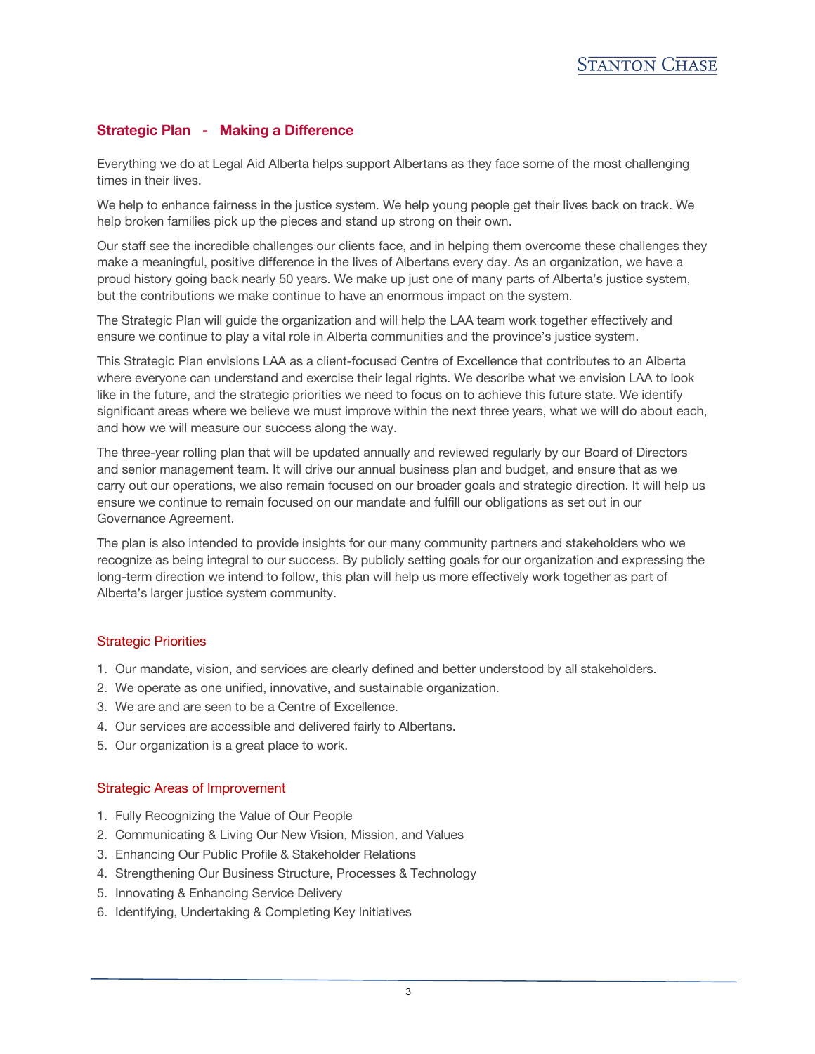## Strategic Plan - Making a Difference

Everything we do at Legal Aid Alberta helps support Albertans as they face some of the most challenging times in their lives.

We help to enhance fairness in the justice system. We help young people get their lives back on track. We help broken families pick up the pieces and stand up strong on their own.

Our staff see the incredible challenges our clients face, and in helping them overcome these challenges they make a meaningful, positive difference in the lives of Albertans every day. As an organization, we have a proud history going back nearly 50 years. We make up just one of many parts of Alberta's justice system, but the contributions we make continue to have an enormous impact on the system.

The Strategic Plan will guide the organization and will help the LAA team work together effectively and ensure we continue to play a vital role in Alberta communities and the province's justice system.

This Strategic Plan envisions LAA as a client-focused Centre of Excellence that contributes to an Alberta where everyone can understand and exercise their legal rights. We describe what we envision LAA to look like in the future, and the strategic priorities we need to focus on to achieve this future state. We identify significant areas where we believe we must improve within the next three years, what we will do about each, and how we will measure our success along the way.

The three-year rolling plan that will be updated annually and reviewed regularly by our Board of Directors and senior management team. It will drive our annual business plan and budget, and ensure that as we carry out our operations, we also remain focused on our broader goals and strategic direction. It will help us ensure we continue to remain focused on our mandate and fulfill our obligations as set out in our Governance Agreement.

The plan is also intended to provide insights for our many community partners and stakeholders who we recognize as being integral to our success. By publicly setting goals for our organization and expressing the long-term direction we intend to follow, this plan will help us more effectively work together as part of Alberta's larger justice system community.

### Strategic Priorities

1. Our mandate, vision, and services are clearly defined and better understood by all stakeholders.
2. We operate as one unified, innovative, and sustainable organization.
3. We are and are seen to be a Centre of Excellence.
4. Our services are accessible and delivered fairly to Albertans.
5. Our organization is a great place to work.

### Strategic Areas of Improvement

1. Fully Recognizing the Value of Our People
2. Communicating & Living Our New Vision, Mission, and Values
3. Enhancing Our Public Profile & Stakeholder Relations
4. Strengthening Our Business Structure, Processes & Technology
5. Innovating & Enhancing Service Delivery
6. Identifying, Undertaking & Completing Key Initiatives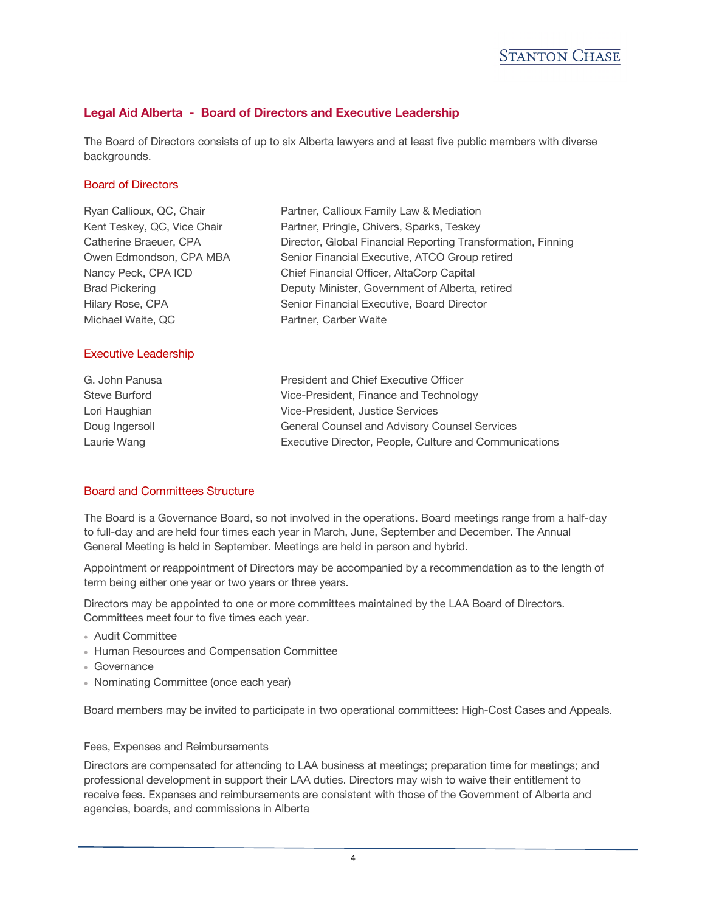## Legal Aid Alberta - Board of Directors and Executive Leadership

The Board of Directors consists of up to six Alberta lawyers and at least five public members with diverse backgrounds.

### Board of Directors

| | |
|---|---|
| Ryan Callioux, QC, Chair | Partner, Callioux Family Law & Mediation |
| Kent Teskey, QC, Vice Chair | Partner, Pringle, Chivers, Sparks, Teskey |
| Catherine Braeuer, CPA | Director, Global Financial Reporting Transformation, Finning |
| Owen Edmondson, CPA MBA | Senior Financial Executive, ATCO Group retired |
| Nancy Peck, CPA ICD | Chief Financial Officer, AltaCorp Capital |
| Brad Pickering | Deputy Minister, Government of Alberta, retired |
| Hilary Rose, CPA | Senior Financial Executive, Board Director |
| Michael Waite, QC | Partner, Carber Waite |

### Executive Leadership

| | |
|---|---|
| G. John Panusa | President and Chief Executive Officer |
| Steve Burford | Vice-President, Finance and Technology |
| Lori Haughian | Vice-President, Justice Services |
| Doug Ingersoll | General Counsel and Advisory Counsel Services |
| Laurie Wang | Executive Director, People, Culture and Communications |

### Board and Committees Structure

The Board is a Governance Board, so not involved in the operations. Board meetings range from a half-day to full-day and are held four times each year in March, June, September and December. The Annual General Meeting is held in September. Meetings are held in person and hybrid.

Appointment or reappointment of Directors may be accompanied by a recommendation as to the length of term being either one year or two years or three years.

Directors may be appointed to one or more committees maintained by the LAA Board of Directors. Committees meet four to five times each year.

- Audit Committee
- Human Resources and Compensation Committee
- Governance
- Nominating Committee (once each year)

Board members may be invited to participate in two operational committees: High-Cost Cases and Appeals.

Fees, Expenses and Reimbursements

Directors are compensated for attending to LAA business at meetings; preparation time for meetings; and professional development in support their LAA duties. Directors may wish to waive their entitlement to receive fees. Expenses and reimbursements are consistent with those of the Government of Alberta and agencies, boards, and commissions in Alberta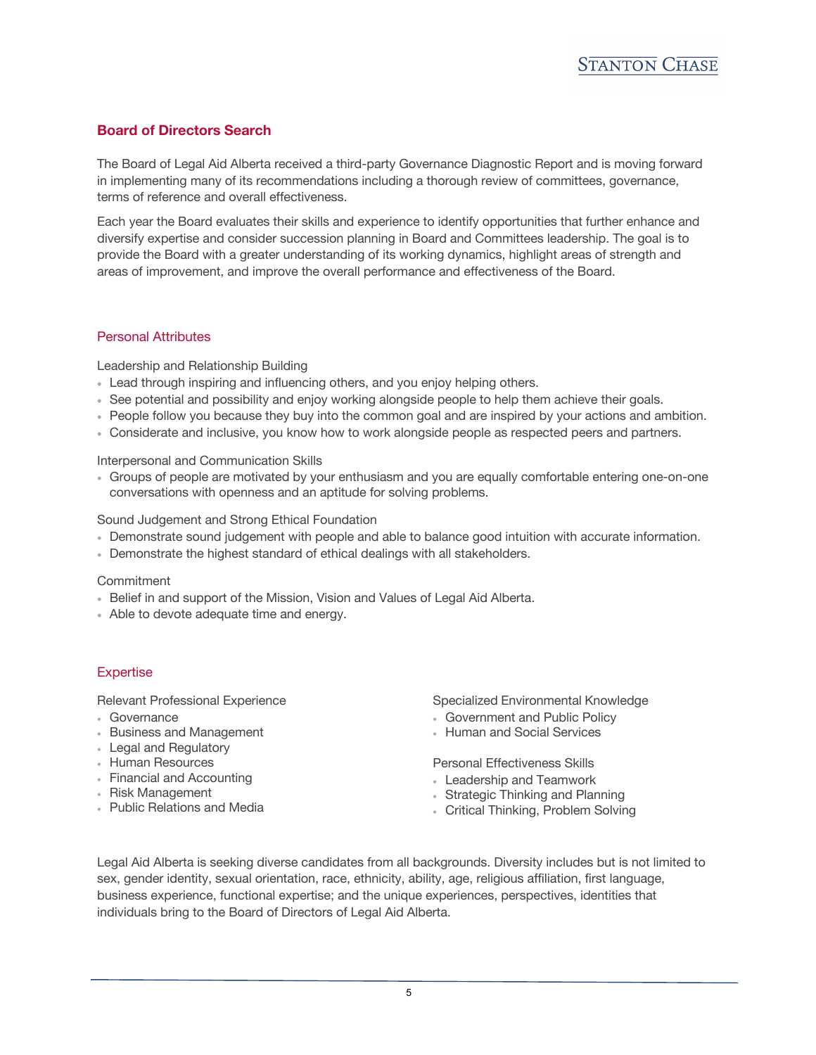## Board of Directors Search

The Board of Legal Aid Alberta received a third-party Governance Diagnostic Report and is moving forward in implementing many of its recommendations including a thorough review of committees, governance, terms of reference and overall effectiveness.

Each year the Board evaluates their skills and experience to identify opportunities that further enhance and diversify expertise and consider succession planning in Board and Committees leadership. The goal is to provide the Board with a greater understanding of its working dynamics, highlight areas of strength and areas of improvement, and improve the overall performance and effectiveness of the Board.

### Personal Attributes

Leadership and Relationship Building

- Lead through inspiring and influencing others, and you enjoy helping others.
- See potential and possibility and enjoy working alongside people to help them achieve their goals.
- People follow you because they buy into the common goal and are inspired by your actions and ambition.
- Considerate and inclusive, you know how to work alongside people as respected peers and partners.

Interpersonal and Communication Skills

- Groups of people are motivated by your enthusiasm and you are equally comfortable entering one-on-one conversations with openness and an aptitude for solving problems.

Sound Judgement and Strong Ethical Foundation

- Demonstrate sound judgement with people and able to balance good intuition with accurate information.
- Demonstrate the highest standard of ethical dealings with all stakeholders.

Commitment

- Belief in and support of the Mission, Vision and Values of Legal Aid Alberta.
- Able to devote adequate time and energy.

### Expertise

Relevant Professional Experience

- Governance
- Business and Management
- Legal and Regulatory
- Human Resources
- Financial and Accounting
- Risk Management
- Public Relations and Media

Specialized Environmental Knowledge

- Government and Public Policy
- Human and Social Services

Personal Effectiveness Skills

- Leadership and Teamwork
- Strategic Thinking and Planning
- Critical Thinking, Problem Solving

Legal Aid Alberta is seeking diverse candidates from all backgrounds. Diversity includes but is not limited to sex, gender identity, sexual orientation, race, ethnicity, ability, age, religious affiliation, first language, business experience, functional expertise; and the unique experiences, perspectives, identities that individuals bring to the Board of Directors of Legal Aid Alberta.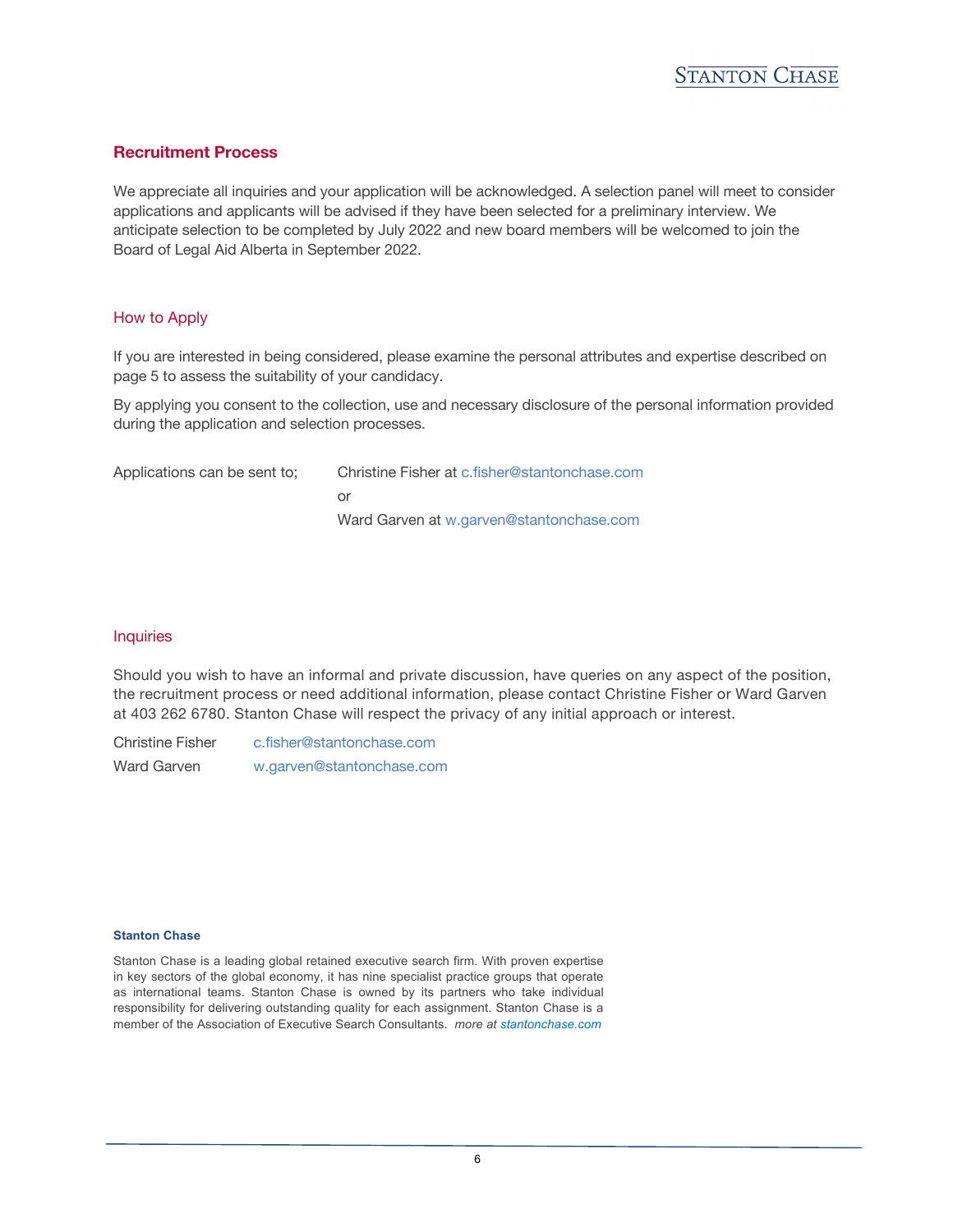## Recruitment Process

We appreciate all inquiries and your application will be acknowledged. A selection panel will meet to consider applications and applicants will be advised if they have been selected for a preliminary interview. We anticipate selection to be completed by July 2022 and new board members will be welcomed to join the Board of Legal Aid Alberta in September 2022.

## How to Apply

If you are interested in being considered, please examine the personal attributes and expertise described on page 5 to assess the suitability of your candidacy.

By applying you consent to the collection, use and necessary disclosure of the personal information provided during the application and selection processes.

Applications can be sent to; Christine Fisher at c.fisher@stantonchase.com

or

Ward Garven at w.garven@stantonchase.com

## Inquiries

Should you wish to have an informal and private discussion, have queries on any aspect of the position, the recruitment process or need additional information, please contact Christine Fisher or Ward Garven at 403 262 6780. Stanton Chase will respect the privacy of any initial approach or interest.

Christine Fisher c.fisher@stantonchase.com

Ward Garven w.garven@stantonchase.com

**Stanton Chase**

Stanton Chase is a leading global retained executive search firm. With proven expertise in key sectors of the global economy, it has nine specialist practice groups that operate as international teams. Stanton Chase is owned by its partners who take individual responsibility for delivering outstanding quality for each assignment. Stanton Chase is a member of the Association of Executive Search Consultants. *more at stantonchase.com*